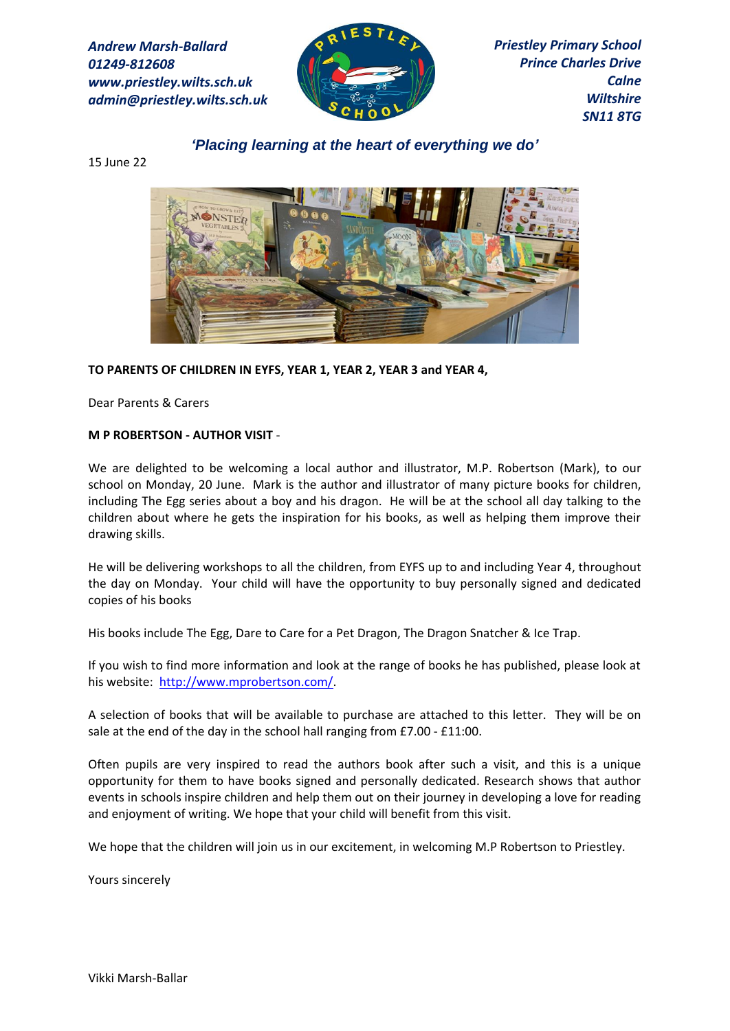*Andrew Marsh-Ballard*
*01249-812608*
*www.priestley.wilts.sch.uk*
*admin@priestley.wilts.sch.uk*

*Priestley Primary School*
*Prince Charles Drive*
*Calne*
*Wiltshire*
*SN11 8TG*

***'Placing learning at the heart of everything we do'***

15 June 22

**TO PARENTS OF CHILDREN IN EYFS, YEAR 1, YEAR 2, YEAR 3 and YEAR 4,**

Dear Parents & Carers

**M P ROBERTSON - AUTHOR VISIT** -

We are delighted to be welcoming a local author and illustrator, M.P. Robertson (Mark), to our school on Monday, 20 June. Mark is the author and illustrator of many picture books for children, including The Egg series about a boy and his dragon. He will be at the school all day talking to the children about where he gets the inspiration for his books, as well as helping them improve their drawing skills.

He will be delivering workshops to all the children, from EYFS up to and including Year 4, throughout the day on Monday. Your child will have the opportunity to buy personally signed and dedicated copies of his books

His books include The Egg, Dare to Care for a Pet Dragon, The Dragon Snatcher & Ice Trap.

If you wish to find more information and look at the range of books he has published, please look at his website: http://www.mprobertson.com/.

A selection of books that will be available to purchase are attached to this letter. They will be on sale at the end of the day in the school hall ranging from £7.00 - £11:00.

Often pupils are very inspired to read the authors book after such a visit, and this is a unique opportunity for them to have books signed and personally dedicated. Research shows that author events in schools inspire children and help them out on their journey in developing a love for reading and enjoyment of writing. We hope that your child will benefit from this visit.

We hope that the children will join us in our excitement, in welcoming M.P Robertson to Priestley.

Yours sincerely

Vikki Marsh-Ballar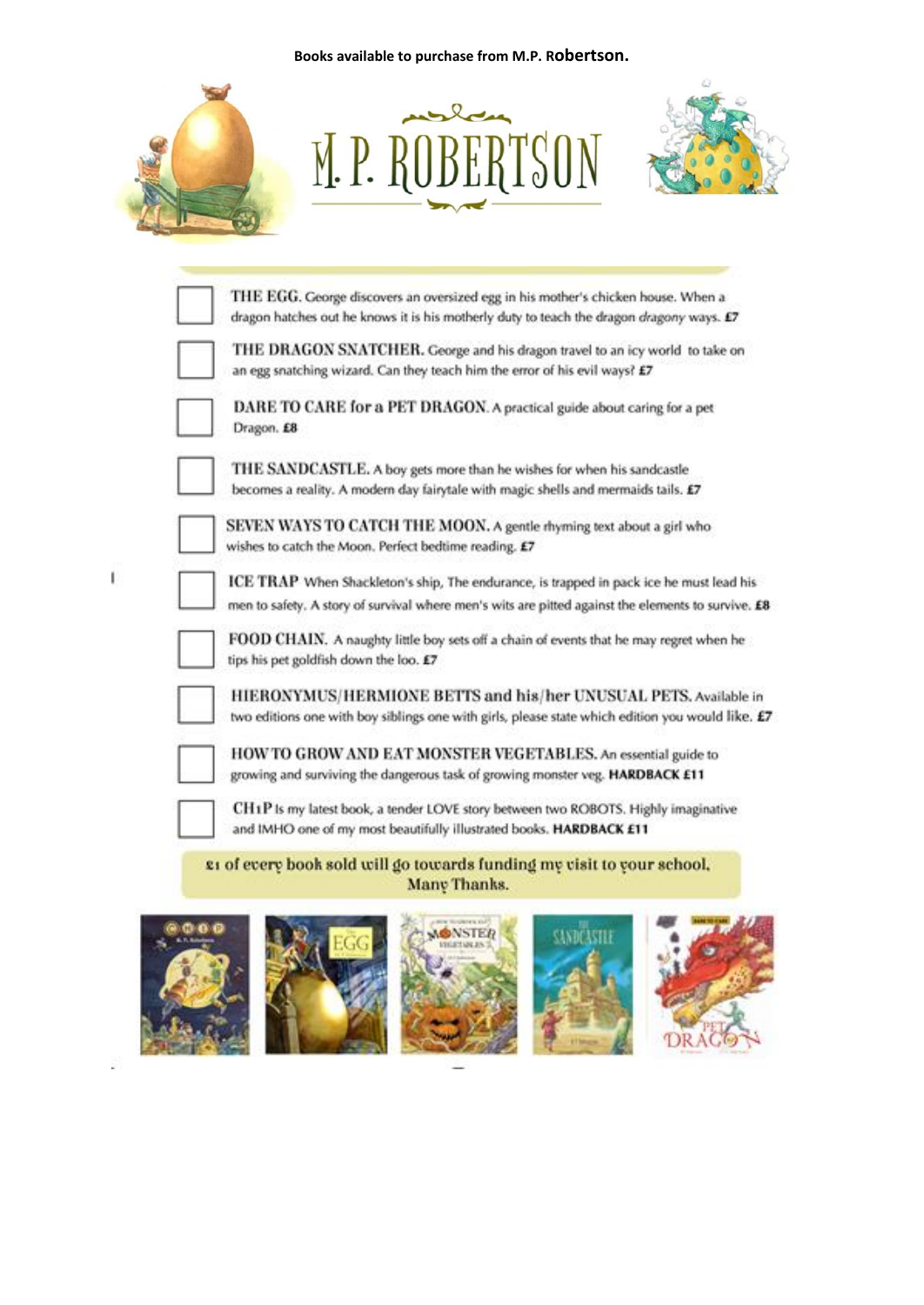**Books available to purchase from M.P. Robertson.**

# M.P. ROBERTSON

- [ ] **THE EGG.** George discovers an oversized egg in his mother's chicken house. When a dragon hatches out he knows it is his motherly duty to teach the dragon *dragony* ways. **£7**
- [ ] **THE DRAGON SNATCHER.** George and his dragon travel to an icy world to take on an egg snatching wizard. Can they teach him the error of his evil ways? **£7**
- [ ] **DARE TO CARE for a PET DRAGON.** A practical guide about caring for a pet Dragon. **£8**
- [ ] **THE SANDCASTLE.** A boy gets more than he wishes for when his sandcastle becomes a reality. A modern day fairytale with magic shells and mermaids tails. **£7**
- [ ] **SEVEN WAYS TO CATCH THE MOON.** A gentle rhyming text about a girl who wishes to catch the Moon. Perfect bedtime reading. **£7**
- [ ] **ICE TRAP** When Shackleton's ship, The endurance, is trapped in pack ice he must lead his men to safety. A story of survival where men's wits are pitted against the elements to survive. **£8**
- [ ] **FOOD CHAIN.** A naughty little boy sets off a chain of events that he may regret when he tips his pet goldfish down the loo. **£7**
- [ ] **HIERONYMUS/HERMIONE BETTS and his/her UNUSUAL PETS.** Available in two editions one with boy siblings one with girls, please state which edition you would like. **£7**
- [ ] **HOW TO GROW AND EAT MONSTER VEGETABLES.** An essential guide to growing and surviving the dangerous task of growing monster veg. **HARDBACK £11**
- [ ] **CH1P** Is my latest book, a tender LOVE story between two ROBOTS. Highly imaginative and IMHO one of my most beautifully illustrated books. **HARDBACK £11**

£1 of every book sold will go towards funding my visit to your school.
Many Thanks.